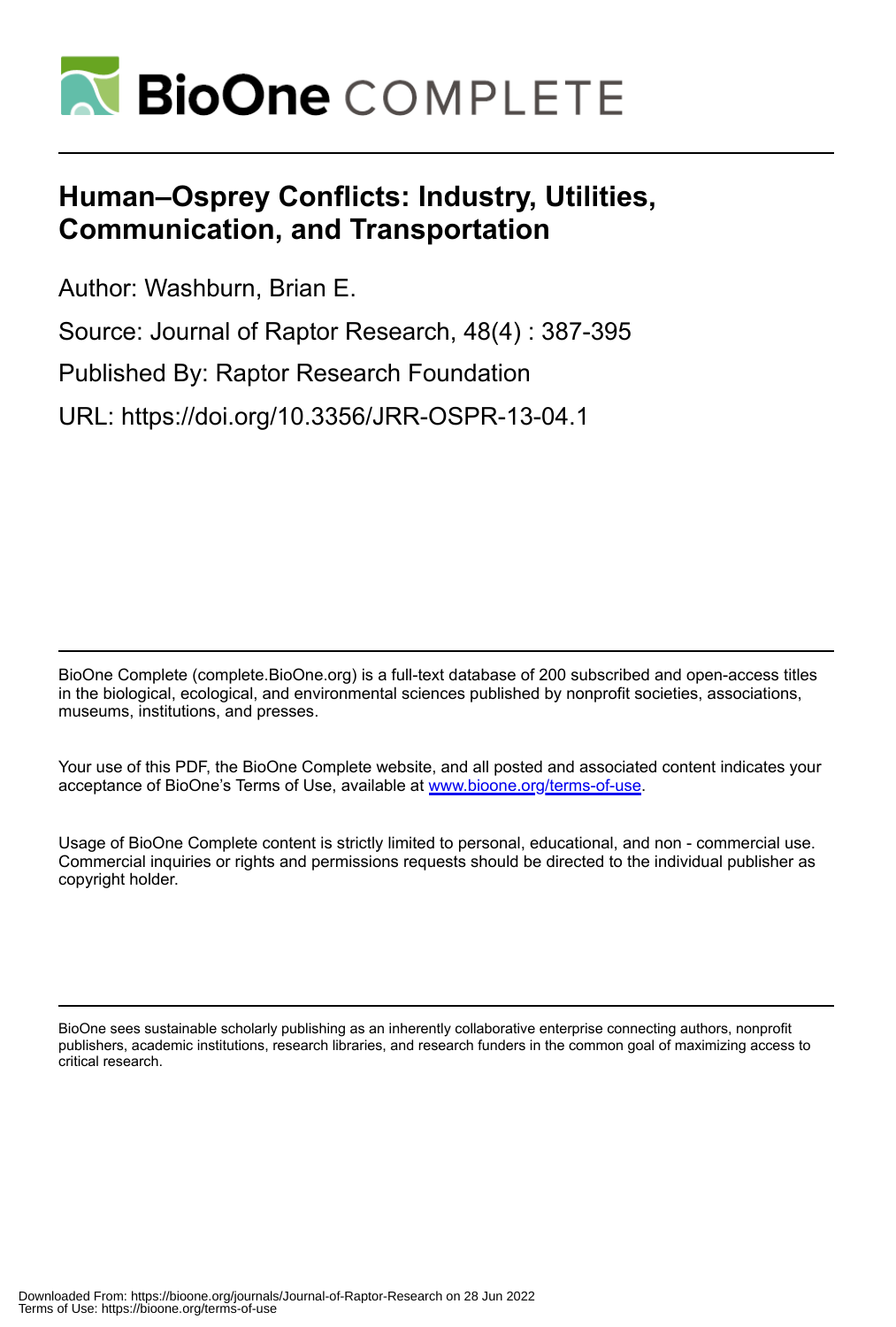# BioOne COMPLETE

# Human–Osprey Conflicts: Industry, Utilities, Communication, and Transportation

Author: Washburn, Brian E.

Source: Journal of Raptor Research, 48(4) : 387-395

Published By: Raptor Research Foundation

URL: https://doi.org/10.3356/JRR-OSPR-13-04.1

BioOne Complete (complete.BioOne.org) is a full-text database of 200 subscribed and open-access titles in the biological, ecological, and environmental sciences published by nonprofit societies, associations, museums, institutions, and presses.

Your use of this PDF, the BioOne Complete website, and all posted and associated content indicates your acceptance of BioOne's Terms of Use, available at www.bioone.org/terms-of-use.

Usage of BioOne Complete content is strictly limited to personal, educational, and non - commercial use. Commercial inquiries or rights and permissions requests should be directed to the individual publisher as copyright holder.

BioOne sees sustainable scholarly publishing as an inherently collaborative enterprise connecting authors, nonprofit publishers, academic institutions, research libraries, and research funders in the common goal of maximizing access to critical research.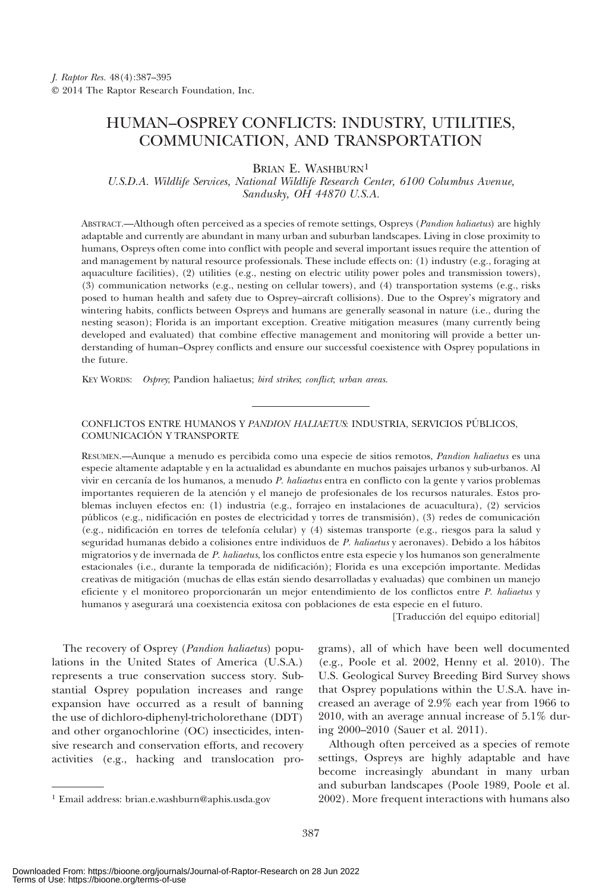# HUMAN–OSPREY CONFLICTS: INDUSTRY, UTILITIES, COMMUNICATION, AND TRANSPORTATION

BRIAN E. WASHBURN[1]

*U.S.D.A. Wildlife Services, National Wildlife Research Center, 6100 Columbus Avenue, Sandusky, OH 44870 U.S.A.*

ABSTRACT.—Although often perceived as a species of remote settings, Ospreys (*Pandion haliaetus*) are highly adaptable and currently are abundant in many urban and suburban landscapes. Living in close proximity to humans, Ospreys often come into conflict with people and several important issues require the attention of and management by natural resource professionals. These include effects on: (1) industry (e.g., foraging at aquaculture facilities), (2) utilities (e.g., nesting on electric utility power poles and transmission towers), (3) communication networks (e.g., nesting on cellular towers), and (4) transportation systems (e.g., risks posed to human health and safety due to Osprey–aircraft collisions). Due to the Osprey's migratory and wintering habits, conflicts between Ospreys and humans are generally seasonal in nature (i.e., during the nesting season); Florida is an important exception. Creative mitigation measures (many currently being developed and evaluated) that combine effective management and monitoring will provide a better understanding of human–Osprey conflicts and ensure our successful coexistence with Osprey populations in the future.

KEY WORDS: *Osprey*; Pandion haliaetus; *bird strikes*; *conflict*; *urban areas.*

CONFLICTOS ENTRE HUMANOS Y *PANDION HALIAETUS*: INDUSTRIA, SERVICIOS PÚBLICOS, COMUNICACIÓN Y TRANSPORTE

RESUMEN.—Aunque a menudo es percibida como una especie de sitios remotos, *Pandion haliaetus* es una especie altamente adaptable y en la actualidad es abundante en muchos paisajes urbanos y sub-urbanos. Al vivir en cercanía de los humanos, a menudo *P. haliaetus* entra en conflicto con la gente y varios problemas importantes requieren de la atención y el manejo de profesionales de los recursos naturales. Estos problemas incluyen efectos en: (1) industria (e.g., forrajeo en instalaciones de acuacultura), (2) servicios públicos (e.g., nidificación en postes de electricidad y torres de transmisión), (3) redes de comunicación (e.g., nidificación en torres de telefonía celular) y (4) sistemas transporte (e.g., riesgos para la salud y seguridad humanas debido a colisiones entre individuos de *P. haliaetus* y aeronaves). Debido a los hábitos migratorios y de invernada de *P. haliaetus*, los conflictos entre esta especie y los humanos son generalmente estacionales (i.e., durante la temporada de nidificación); Florida es una excepción importante. Medidas creativas de mitigación (muchas de ellas están siendo desarrolladas y evaluadas) que combinen un manejo eficiente y el monitoreo proporcionarán un mejor entendimiento de los conflictos entre *P. haliaetus* y humanos y asegurará una coexistencia exitosa con poblaciones de esta especie en el futuro.

[Traducción del equipo editorial]

The recovery of Osprey (*Pandion haliaetus*) populations in the United States of America (U.S.A.) represents a true conservation success story. Substantial Osprey population increases and range expansion have occurred as a result of banning the use of dichloro-diphenyl-tricholorethane (DDT) and other organochlorine (OC) insecticides, intensive research and conservation efforts, and recovery activities (e.g., hacking and translocation programs), all of which have been well documented (e.g., Poole et al. 2002, Henny et al. 2010). The U.S. Geological Survey Breeding Bird Survey shows that Osprey populations within the U.S.A. have increased an average of 2.9% each year from 1966 to 2010, with an average annual increase of 5.1% during 2000–2010 (Sauer et al. 2011).

Although often perceived as a species of remote settings, Ospreys are highly adaptable and have become increasingly abundant in many urban and suburban landscapes (Poole 1989, Poole et al. 2002). More frequent interactions with humans also

[1] Email address: brian.e.washburn@aphis.usda.gov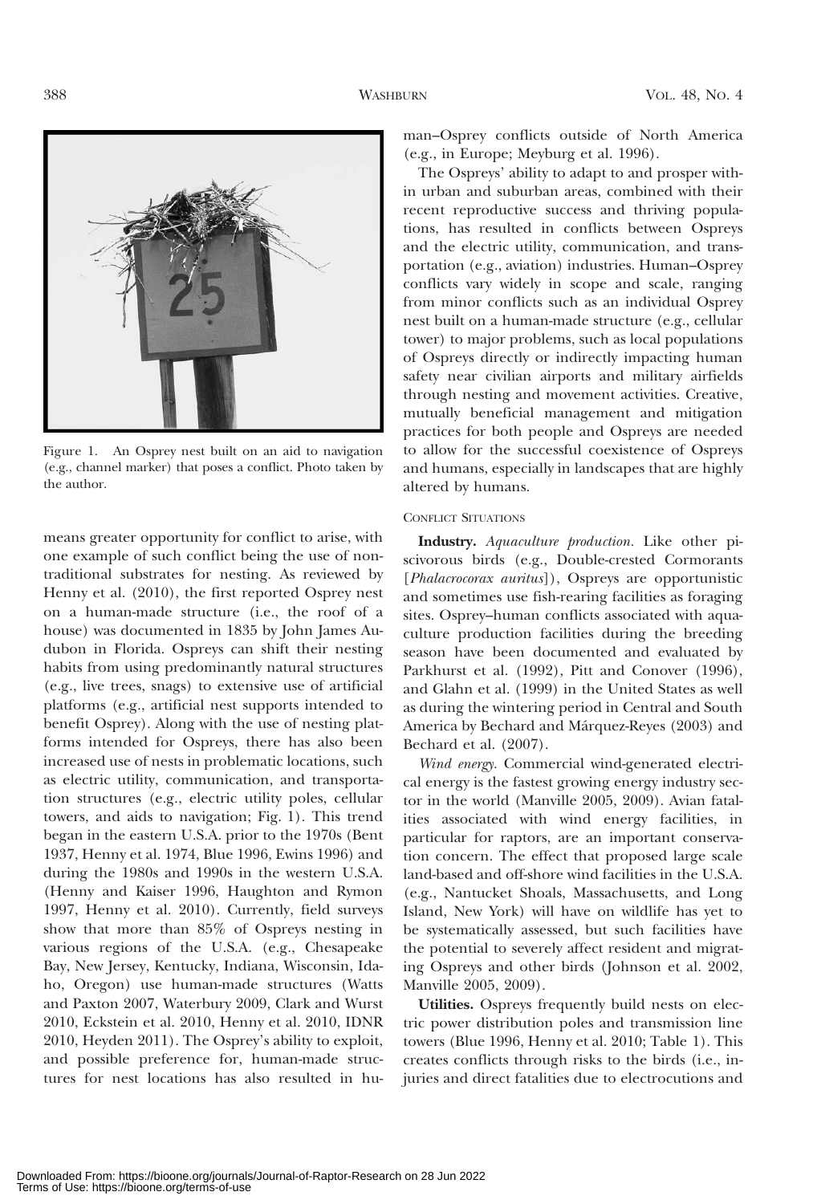Figure 1. An Osprey nest built on an aid to navigation (e.g., channel marker) that poses a conflict. Photo taken by the author.

means greater opportunity for conflict to arise, with one example of such conflict being the use of non-traditional substrates for nesting. As reviewed by Henny et al. (2010), the first reported Osprey nest on a human-made structure (i.e., the roof of a house) was documented in 1835 by John James Audubon in Florida. Ospreys can shift their nesting habits from using predominantly natural structures (e.g., live trees, snags) to extensive use of artificial platforms (e.g., artificial nest supports intended to benefit Osprey). Along with the use of nesting platforms intended for Ospreys, there has also been increased use of nests in problematic locations, such as electric utility, communication, and transportation structures (e.g., electric utility poles, cellular towers, and aids to navigation; Fig. 1). This trend began in the eastern U.S.A. prior to the 1970s (Bent 1937, Henny et al. 1974, Blue 1996, Ewins 1996) and during the 1980s and 1990s in the western U.S.A. (Henny and Kaiser 1996, Haughton and Rymon 1997, Henny et al. 2010). Currently, field surveys show that more than 85% of Ospreys nesting in various regions of the U.S.A. (e.g., Chesapeake Bay, New Jersey, Kentucky, Indiana, Wisconsin, Idaho, Oregon) use human-made structures (Watts and Paxton 2007, Waterbury 2009, Clark and Wurst 2010, Eckstein et al. 2010, Henny et al. 2010, IDNR 2010, Heyden 2011). The Osprey's ability to exploit, and possible preference for, human-made structures for nest locations has also resulted in human–Osprey conflicts outside of North America (e.g., in Europe; Meyburg et al. 1996).

The Ospreys' ability to adapt to and prosper within urban and suburban areas, combined with their recent reproductive success and thriving populations, has resulted in conflicts between Ospreys and the electric utility, communication, and transportation (e.g., aviation) industries. Human–Osprey conflicts vary widely in scope and scale, ranging from minor conflicts such as an individual Osprey nest built on a human-made structure (e.g., cellular tower) to major problems, such as local populations of Ospreys directly or indirectly impacting human safety near civilian airports and military airfields through nesting and movement activities. Creative, mutually beneficial management and mitigation practices for both people and Ospreys are needed to allow for the successful coexistence of Ospreys and humans, especially in landscapes that are highly altered by humans.

## Conflict Situations

**Industry.** *Aquaculture production.* Like other piscivorous birds (e.g., Double-crested Cormorants [*Phalacrocorax auritus*]), Ospreys are opportunistic and sometimes use fish-rearing facilities as foraging sites. Osprey–human conflicts associated with aquaculture production facilities during the breeding season have been documented and evaluated by Parkhurst et al. (1992), Pitt and Conover (1996), and Glahn et al. (1999) in the United States as well as during the wintering period in Central and South America by Bechard and Márquez-Reyes (2003) and Bechard et al. (2007).

*Wind energy.* Commercial wind-generated electrical energy is the fastest growing energy industry sector in the world (Manville 2005, 2009). Avian fatalities associated with wind energy facilities, in particular for raptors, are an important conservation concern. The effect that proposed large scale land-based and off-shore wind facilities in the U.S.A. (e.g., Nantucket Shoals, Massachusetts, and Long Island, New York) will have on wildlife has yet to be systematically assessed, but such facilities have the potential to severely affect resident and migrating Ospreys and other birds (Johnson et al. 2002, Manville 2005, 2009).

**Utilities.** Ospreys frequently build nests on electric power distribution poles and transmission line towers (Blue 1996, Henny et al. 2010; Table 1). This creates conflicts through risks to the birds (i.e., injuries and direct fatalities due to electrocutions and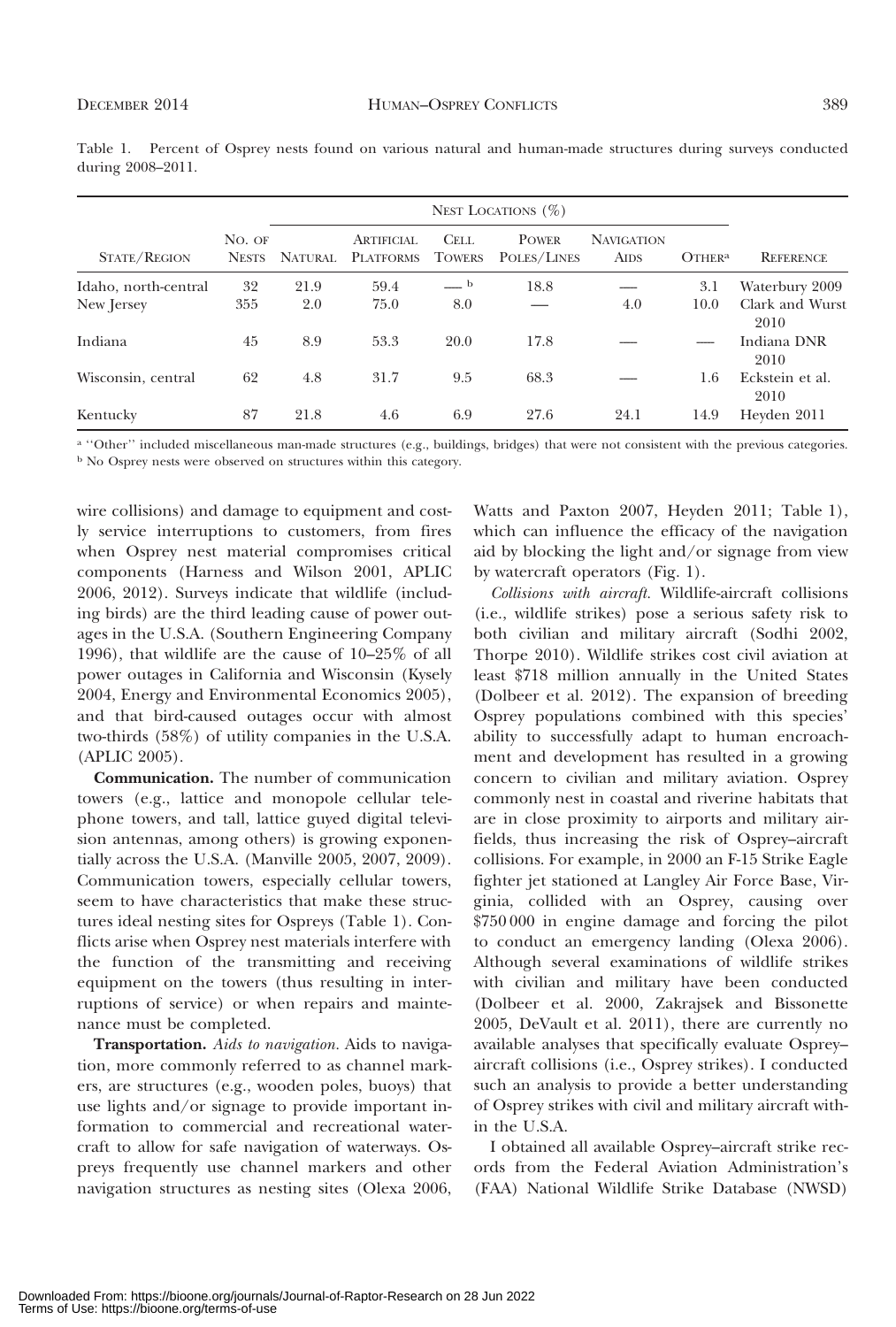Table 1. Percent of Osprey nests found on various natural and human-made structures during surveys conducted during 2008–2011.

| State/Region | No. of Nests | Nest Locations (%) | | | | | | Reference |
|---|---|---|---|---|---|---|---|---|
| | | Natural | Artificial Platforms | Cell Towers | Power Poles/Lines | Navigation Aids | Other[a] | |
| Idaho, north-central | 32 | 21.9 | 59.4 | —[b] | 18.8 | — | 3.1 | Waterbury 2009 |
| New Jersey | 355 | 2.0 | 75.0 | 8.0 | — | 4.0 | 10.0 | Clark and Wurst 2010 |
| Indiana | 45 | 8.9 | 53.3 | 20.0 | 17.8 | — | — | Indiana DNR 2010 |
| Wisconsin, central | 62 | 4.8 | 31.7 | 9.5 | 68.3 | — | 1.6 | Eckstein et al. 2010 |
| Kentucky | 87 | 21.8 | 4.6 | 6.9 | 27.6 | 24.1 | 14.9 | Heyden 2011 |

[a] ''Other'' included miscellaneous man-made structures (e.g., buildings, bridges) that were not consistent with the previous categories.
[b] No Osprey nests were observed on structures within this category.

wire collisions) and damage to equipment and costly service interruptions to customers, from fires when Osprey nest material compromises critical components (Harness and Wilson 2001, APLIC 2006, 2012). Surveys indicate that wildlife (including birds) are the third leading cause of power outages in the U.S.A. (Southern Engineering Company 1996), that wildlife are the cause of 10–25% of all power outages in California and Wisconsin (Kysely 2004, Energy and Environmental Economics 2005), and that bird-caused outages occur with almost two-thirds (58%) of utility companies in the U.S.A. (APLIC 2005).

**Communication.** The number of communication towers (e.g., lattice and monopole cellular telephone towers, and tall, lattice guyed digital television antennas, among others) is growing exponentially across the U.S.A. (Manville 2005, 2007, 2009). Communication towers, especially cellular towers, seem to have characteristics that make these structures ideal nesting sites for Ospreys (Table 1). Conflicts arise when Osprey nest materials interfere with the function of the transmitting and receiving equipment on the towers (thus resulting in interruptions of service) or when repairs and maintenance must be completed.

**Transportation.** *Aids to navigation.* Aids to navigation, more commonly referred to as channel markers, are structures (e.g., wooden poles, buoys) that use lights and/or signage to provide important information to commercial and recreational watercraft to allow for safe navigation of waterways. Ospreys frequently use channel markers and other navigation structures as nesting sites (Olexa 2006, Watts and Paxton 2007, Heyden 2011; Table 1), which can influence the efficacy of the navigation aid by blocking the light and/or signage from view by watercraft operators (Fig. 1).

*Collisions with aircraft.* Wildlife-aircraft collisions (i.e., wildlife strikes) pose a serious safety risk to both civilian and military aircraft (Sodhi 2002, Thorpe 2010). Wildlife strikes cost civil aviation at least $718 million annually in the United States (Dolbeer et al. 2012). The expansion of breeding Osprey populations combined with this species' ability to successfully adapt to human encroachment and development has resulted in a growing concern to civilian and military aviation. Osprey commonly nest in coastal and riverine habitats that are in close proximity to airports and military airfields, thus increasing the risk of Osprey–aircraft collisions. For example, in 2000 an F-15 Strike Eagle fighter jet stationed at Langley Air Force Base, Virginia, collided with an Osprey, causing over $750 000 in engine damage and forcing the pilot to conduct an emergency landing (Olexa 2006). Although several examinations of wildlife strikes with civilian and military have been conducted (Dolbeer et al. 2000, Zakrajsek and Bissonette 2005, DeVault et al. 2011), there are currently no available analyses that specifically evaluate Osprey–aircraft collisions (i.e., Osprey strikes). I conducted such an analysis to provide a better understanding of Osprey strikes with civil and military aircraft within the U.S.A.

I obtained all available Osprey–aircraft strike records from the Federal Aviation Administration's (FAA) National Wildlife Strike Database (NWSD)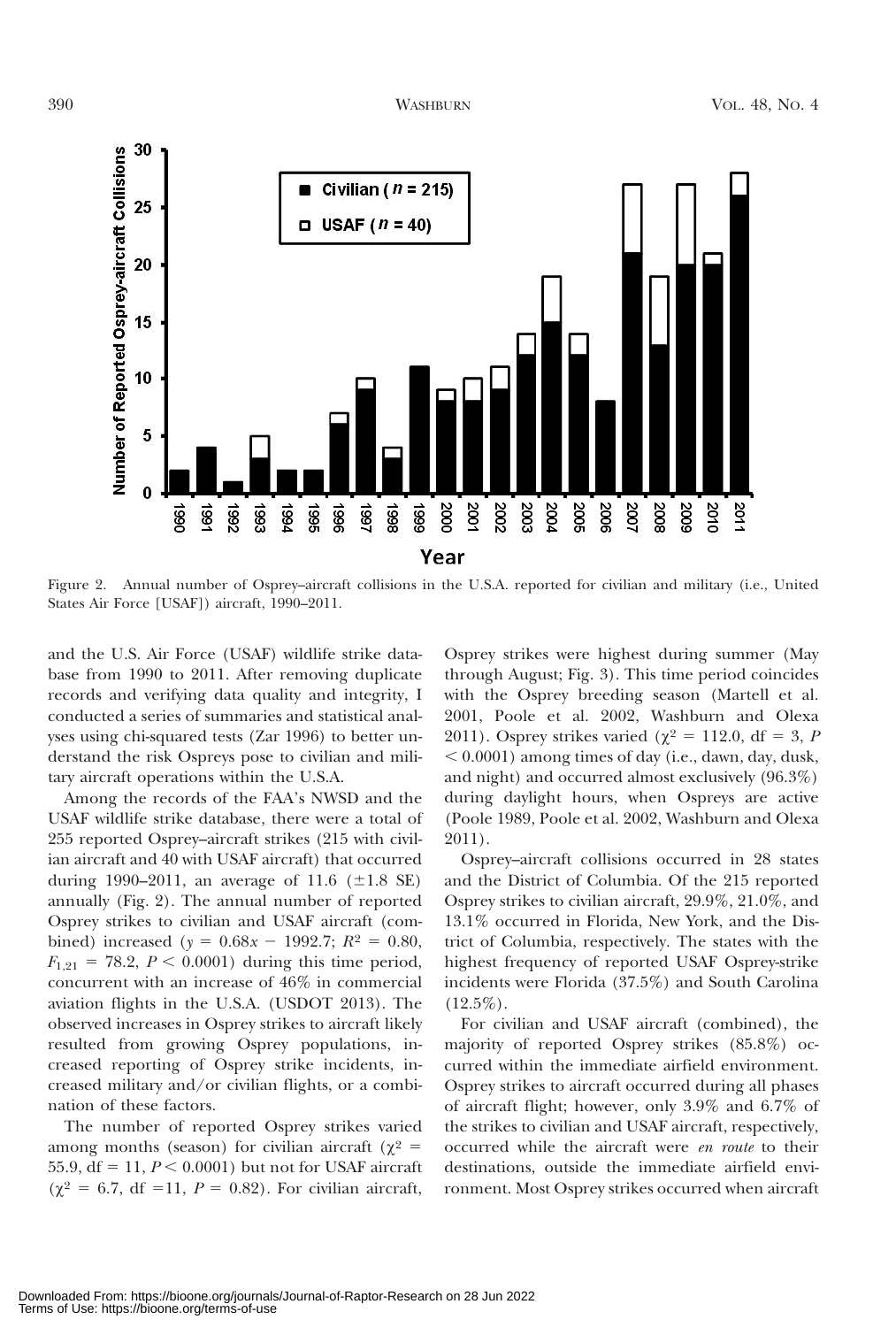Figure 2. Annual number of Osprey–aircraft collisions in the U.S.A. reported for civilian and military (i.e., United States Air Force [USAF]) aircraft, 1990–2011.

and the U.S. Air Force (USAF) wildlife strike database from 1990 to 2011. After removing duplicate records and verifying data quality and integrity, I conducted a series of summaries and statistical analyses using chi-squared tests (Zar 1996) to better understand the risk Ospreys pose to civilian and military aircraft operations within the U.S.A.

Among the records of the FAA's NWSD and the USAF wildlife strike database, there were a total of 255 reported Osprey–aircraft strikes (215 with civilian aircraft and 40 with USAF aircraft) that occurred during 1990–2011, an average of 11.6 (±1.8 SE) annually (Fig. 2). The annual number of reported Osprey strikes to civilian and USAF aircraft (combined) increased ($y = 0.68x - 1992.7$; $R^2 = 0.80$, $F_{1,21} = 78.2$, $P < 0.0001$) during this time period, concurrent with an increase of 46% in commercial aviation flights in the U.S.A. (USDOT 2013). The observed increases in Osprey strikes to aircraft likely resulted from growing Osprey populations, increased reporting of Osprey strike incidents, increased military and/or civilian flights, or a combination of these factors.

The number of reported Osprey strikes varied among months (season) for civilian aircraft ($\chi^2 = 55.9$, df = 11, $P < 0.0001$) but not for USAF aircraft ($\chi^2 = 6.7$, df = 11, $P = 0.82$). For civilian aircraft, Osprey strikes were highest during summer (May through August; Fig. 3). This time period coincides with the Osprey breeding season (Martell et al. 2001, Poole et al. 2002, Washburn and Olexa 2011). Osprey strikes varied ($\chi^2 = 112.0$, df = 3, $P < 0.0001$) among times of day (i.e., dawn, day, dusk, and night) and occurred almost exclusively (96.3%) during daylight hours, when Ospreys are active (Poole 1989, Poole et al. 2002, Washburn and Olexa 2011).

Osprey–aircraft collisions occurred in 28 states and the District of Columbia. Of the 215 reported Osprey strikes to civilian aircraft, 29.9%, 21.0%, and 13.1% occurred in Florida, New York, and the District of Columbia, respectively. The states with the highest frequency of reported USAF Osprey-strike incidents were Florida (37.5%) and South Carolina (12.5%).

For civilian and USAF aircraft (combined), the majority of reported Osprey strikes (85.8%) occurred within the immediate airfield environment. Osprey strikes to aircraft occurred during all phases of aircraft flight; however, only 3.9% and 6.7% of the strikes to civilian and USAF aircraft, respectively, occurred while the aircraft were *en route* to their destinations, outside the immediate airfield environment. Most Osprey strikes occurred when aircraft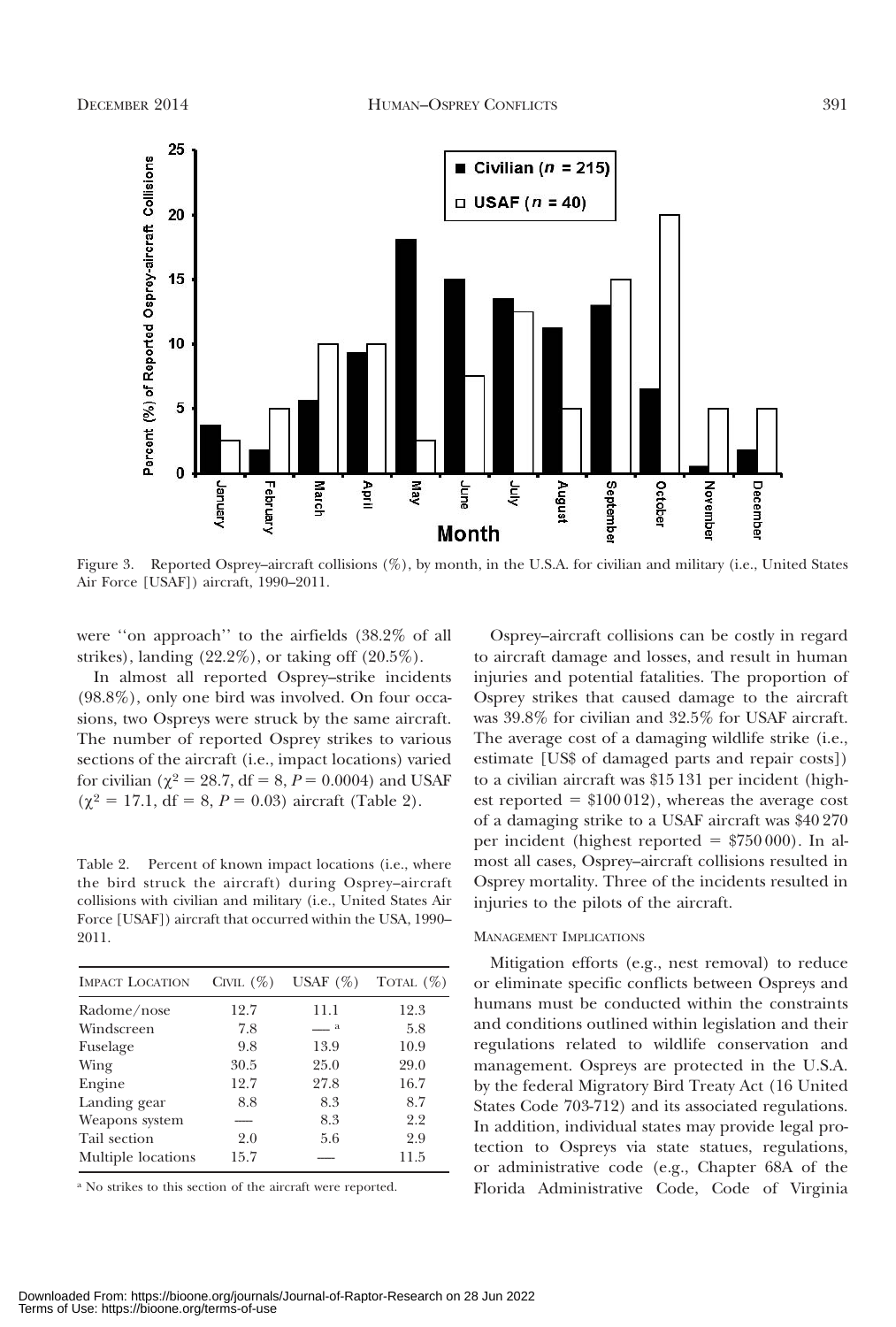Figure 3. Reported Osprey–aircraft collisions (%), by month, in the U.S.A. for civilian and military (i.e., United States Air Force [USAF]) aircraft, 1990–2011.

were ''on approach'' to the airfields (38.2% of all strikes), landing (22.2%), or taking off (20.5%).

In almost all reported Osprey–strike incidents (98.8%), only one bird was involved. On four occasions, two Ospreys were struck by the same aircraft. The number of reported Osprey strikes to various sections of the aircraft (i.e., impact locations) varied for civilian ($\chi^2 = 28.7$, df = 8, $P = 0.0004$) and USAF ($\chi^2 = 17.1$, df = 8, $P = 0.03$) aircraft (Table 2).

Table 2. Percent of known impact locations (i.e., where the bird struck the aircraft) during Osprey–aircraft collisions with civilian and military (i.e., United States Air Force [USAF]) aircraft that occurred within the USA, 1990–2011.

| Impact Location | Civil (%) | USAF (%) | Total (%) |
|---|---|---|---|
| Radome/nose | 12.7 | 11.1 | 12.3 |
| Windscreen | 7.8 | — [a] | 5.8 |
| Fuselage | 9.8 | 13.9 | 10.9 |
| Wing | 30.5 | 25.0 | 29.0 |
| Engine | 12.7 | 27.8 | 16.7 |
| Landing gear | 8.8 | 8.3 | 8.7 |
| Weapons system | — | 8.3 | 2.2 |
| Tail section | 2.0 | 5.6 | 2.9 |
| Multiple locations | 15.7 | — | 11.5 |

[a] No strikes to this section of the aircraft were reported.

Osprey–aircraft collisions can be costly in regard to aircraft damage and losses, and result in human injuries and potential fatalities. The proportion of Osprey strikes that caused damage to the aircraft was 39.8% for civilian and 32.5% for USAF aircraft. The average cost of a damaging wildlife strike (i.e., estimate [US$ of damaged parts and repair costs]) to a civilian aircraft was $15 131 per incident (highest reported = $100 012), whereas the average cost of a damaging strike to a USAF aircraft was $40 270 per incident (highest reported = $750 000). In almost all cases, Osprey–aircraft collisions resulted in Osprey mortality. Three of the incidents resulted in injuries to the pilots of the aircraft.

## Management Implications

Mitigation efforts (e.g., nest removal) to reduce or eliminate specific conflicts between Ospreys and humans must be conducted within the constraints and conditions outlined within legislation and their regulations related to wildlife conservation and management. Ospreys are protected in the U.S.A. by the federal Migratory Bird Treaty Act (16 United States Code 703-712) and its associated regulations. In addition, individual states may provide legal protection to Ospreys via state statues, regulations, or administrative code (e.g., Chapter 68A of the Florida Administrative Code, Code of Virginia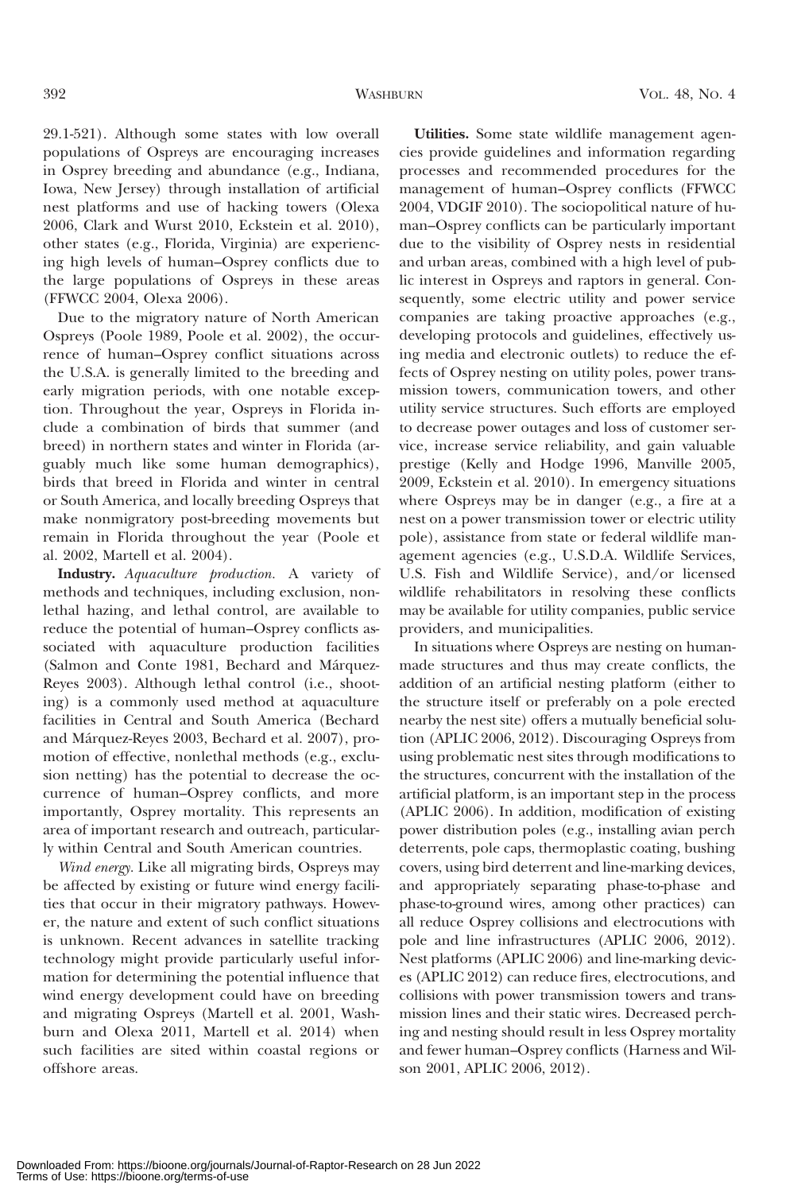29.1-521). Although some states with low overall populations of Ospreys are encouraging increases in Osprey breeding and abundance (e.g., Indiana, Iowa, New Jersey) through installation of artificial nest platforms and use of hacking towers (Olexa 2006, Clark and Wurst 2010, Eckstein et al. 2010), other states (e.g., Florida, Virginia) are experiencing high levels of human–Osprey conflicts due to the large populations of Ospreys in these areas (FFWCC 2004, Olexa 2006).

Due to the migratory nature of North American Ospreys (Poole 1989, Poole et al. 2002), the occurrence of human–Osprey conflict situations across the U.S.A. is generally limited to the breeding and early migration periods, with one notable exception. Throughout the year, Ospreys in Florida include a combination of birds that summer (and breed) in northern states and winter in Florida (arguably much like some human demographics), birds that breed in Florida and winter in central or South America, and locally breeding Ospreys that make nonmigratory post-breeding movements but remain in Florida throughout the year (Poole et al. 2002, Martell et al. 2004).

**Industry.** *Aquaculture production.* A variety of methods and techniques, including exclusion, nonlethal hazing, and lethal control, are available to reduce the potential of human–Osprey conflicts associated with aquaculture production facilities (Salmon and Conte 1981, Bechard and Márquez-Reyes 2003). Although lethal control (i.e., shooting) is a commonly used method at aquaculture facilities in Central and South America (Bechard and Márquez-Reyes 2003, Bechard et al. 2007), promotion of effective, nonlethal methods (e.g., exclusion netting) has the potential to decrease the occurrence of human–Osprey conflicts, and more importantly, Osprey mortality. This represents an area of important research and outreach, particularly within Central and South American countries.

*Wind energy.* Like all migrating birds, Ospreys may be affected by existing or future wind energy facilities that occur in their migratory pathways. However, the nature and extent of such conflict situations is unknown. Recent advances in satellite tracking technology might provide particularly useful information for determining the potential influence that wind energy development could have on breeding and migrating Ospreys (Martell et al. 2001, Washburn and Olexa 2011, Martell et al. 2014) when such facilities are sited within coastal regions or offshore areas.

**Utilities.** Some state wildlife management agencies provide guidelines and information regarding processes and recommended procedures for the management of human–Osprey conflicts (FFWCC 2004, VDGIF 2010). The sociopolitical nature of human–Osprey conflicts can be particularly important due to the visibility of Osprey nests in residential and urban areas, combined with a high level of public interest in Ospreys and raptors in general. Consequently, some electric utility and power service companies are taking proactive approaches (e.g., developing protocols and guidelines, effectively using media and electronic outlets) to reduce the effects of Osprey nesting on utility poles, power transmission towers, communication towers, and other utility service structures. Such efforts are employed to decrease power outages and loss of customer service, increase service reliability, and gain valuable prestige (Kelly and Hodge 1996, Manville 2005, 2009, Eckstein et al. 2010). In emergency situations where Ospreys may be in danger (e.g., a fire at a nest on a power transmission tower or electric utility pole), assistance from state or federal wildlife management agencies (e.g., U.S.D.A. Wildlife Services, U.S. Fish and Wildlife Service), and/or licensed wildlife rehabilitators in resolving these conflicts may be available for utility companies, public service providers, and municipalities.

In situations where Ospreys are nesting on human-made structures and thus may create conflicts, the addition of an artificial nesting platform (either to the structure itself or preferably on a pole erected nearby the nest site) offers a mutually beneficial solution (APLIC 2006, 2012). Discouraging Ospreys from using problematic nest sites through modifications to the structures, concurrent with the installation of the artificial platform, is an important step in the process (APLIC 2006). In addition, modification of existing power distribution poles (e.g., installing avian perch deterrents, pole caps, thermoplastic coating, bushing covers, using bird deterrent and line-marking devices, and appropriately separating phase-to-phase and phase-to-ground wires, among other practices) can all reduce Osprey collisions and electrocutions with pole and line infrastructures (APLIC 2006, 2012). Nest platforms (APLIC 2006) and line-marking devices (APLIC 2012) can reduce fires, electrocutions, and collisions with power transmission towers and transmission lines and their static wires. Decreased perching and nesting should result in less Osprey mortality and fewer human–Osprey conflicts (Harness and Wilson 2001, APLIC 2006, 2012).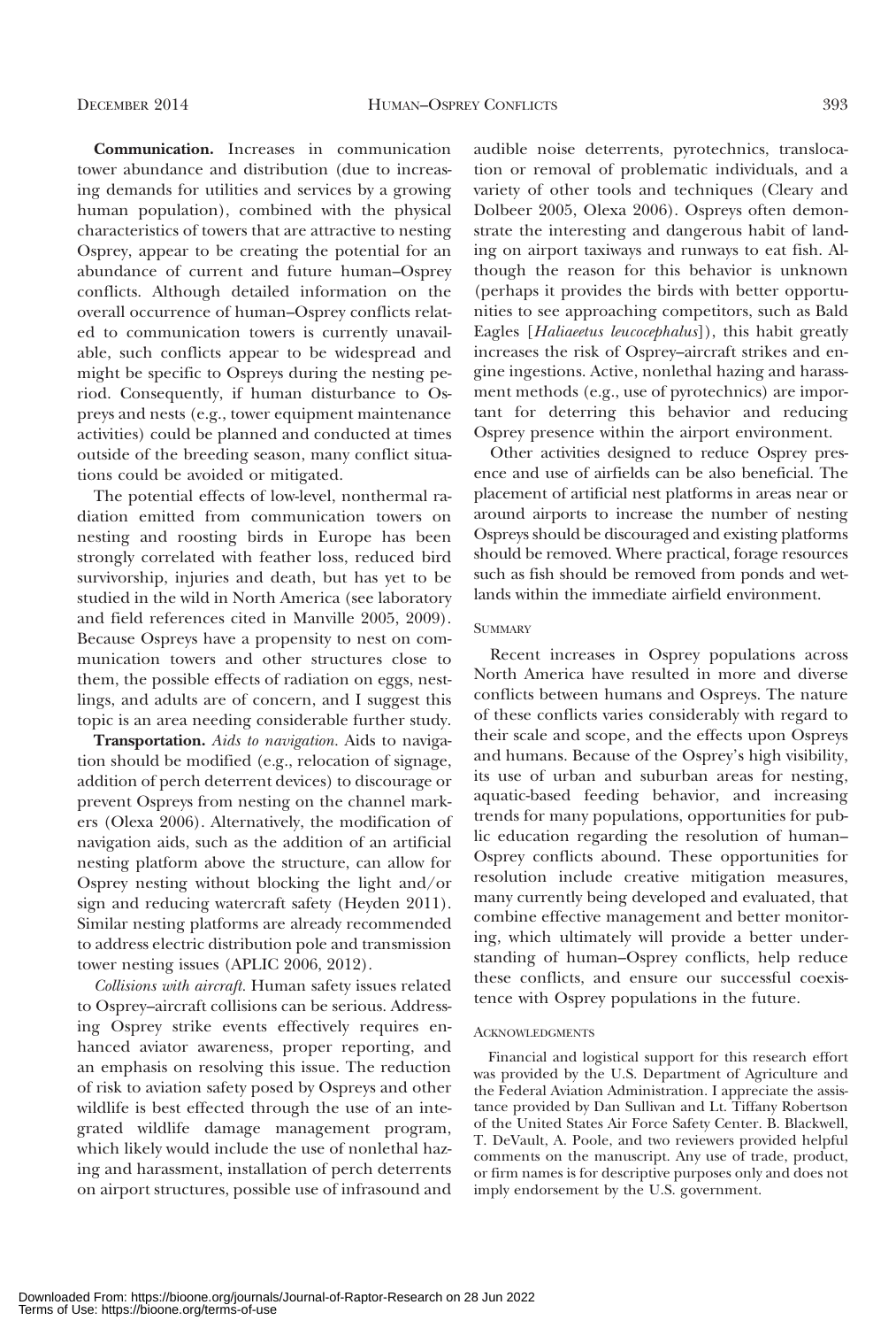**Communication.** Increases in communication tower abundance and distribution (due to increasing demands for utilities and services by a growing human population), combined with the physical characteristics of towers that are attractive to nesting Osprey, appear to be creating the potential for an abundance of current and future human–Osprey conflicts. Although detailed information on the overall occurrence of human–Osprey conflicts related to communication towers is currently unavailable, such conflicts appear to be widespread and might be specific to Ospreys during the nesting period. Consequently, if human disturbance to Ospreys and nests (e.g., tower equipment maintenance activities) could be planned and conducted at times outside of the breeding season, many conflict situations could be avoided or mitigated.

The potential effects of low-level, nonthermal radiation emitted from communication towers on nesting and roosting birds in Europe has been strongly correlated with feather loss, reduced bird survivorship, injuries and death, but has yet to be studied in the wild in North America (see laboratory and field references cited in Manville 2005, 2009). Because Ospreys have a propensity to nest on communication towers and other structures close to them, the possible effects of radiation on eggs, nestlings, and adults are of concern, and I suggest this topic is an area needing considerable further study.

**Transportation.** *Aids to navigation.* Aids to navigation should be modified (e.g., relocation of signage, addition of perch deterrent devices) to discourage or prevent Ospreys from nesting on the channel markers (Olexa 2006). Alternatively, the modification of navigation aids, such as the addition of an artificial nesting platform above the structure, can allow for Osprey nesting without blocking the light and/or sign and reducing watercraft safety (Heyden 2011). Similar nesting platforms are already recommended to address electric distribution pole and transmission tower nesting issues (APLIC 2006, 2012).

*Collisions with aircraft.* Human safety issues related to Osprey–aircraft collisions can be serious. Addressing Osprey strike events effectively requires enhanced aviator awareness, proper reporting, and an emphasis on resolving this issue. The reduction of risk to aviation safety posed by Ospreys and other wildlife is best effected through the use of an integrated wildlife damage management program, which likely would include the use of nonlethal hazing and harassment, installation of perch deterrents on airport structures, possible use of infrasound and audible noise deterrents, pyrotechnics, translocation or removal of problematic individuals, and a variety of other tools and techniques (Cleary and Dolbeer 2005, Olexa 2006). Ospreys often demonstrate the interesting and dangerous habit of landing on airport taxiways and runways to eat fish. Although the reason for this behavior is unknown (perhaps it provides the birds with better opportunities to see approaching competitors, such as Bald Eagles [*Haliaeetus leucocephalus*]), this habit greatly increases the risk of Osprey–aircraft strikes and engine ingestions. Active, nonlethal hazing and harassment methods (e.g., use of pyrotechnics) are important for deterring this behavior and reducing Osprey presence within the airport environment.

Other activities designed to reduce Osprey presence and use of airfields can be also beneficial. The placement of artificial nest platforms in areas near or around airports to increase the number of nesting Ospreys should be discouraged and existing platforms should be removed. Where practical, forage resources such as fish should be removed from ponds and wetlands within the immediate airfield environment.

## SUMMARY

Recent increases in Osprey populations across North America have resulted in more and diverse conflicts between humans and Ospreys. The nature of these conflicts varies considerably with regard to their scale and scope, and the effects upon Ospreys and humans. Because of the Osprey's high visibility, its use of urban and suburban areas for nesting, aquatic-based feeding behavior, and increasing trends for many populations, opportunities for public education regarding the resolution of human–Osprey conflicts abound. These opportunities for resolution include creative mitigation measures, many currently being developed and evaluated, that combine effective management and better monitoring, which ultimately will provide a better understanding of human–Osprey conflicts, help reduce these conflicts, and ensure our successful coexistence with Osprey populations in the future.

## ACKNOWLEDGMENTS

Financial and logistical support for this research effort was provided by the U.S. Department of Agriculture and the Federal Aviation Administration. I appreciate the assistance provided by Dan Sullivan and Lt. Tiffany Robertson of the United States Air Force Safety Center. B. Blackwell, T. DeVault, A. Poole, and two reviewers provided helpful comments on the manuscript. Any use of trade, product, or firm names is for descriptive purposes only and does not imply endorsement by the U.S. government.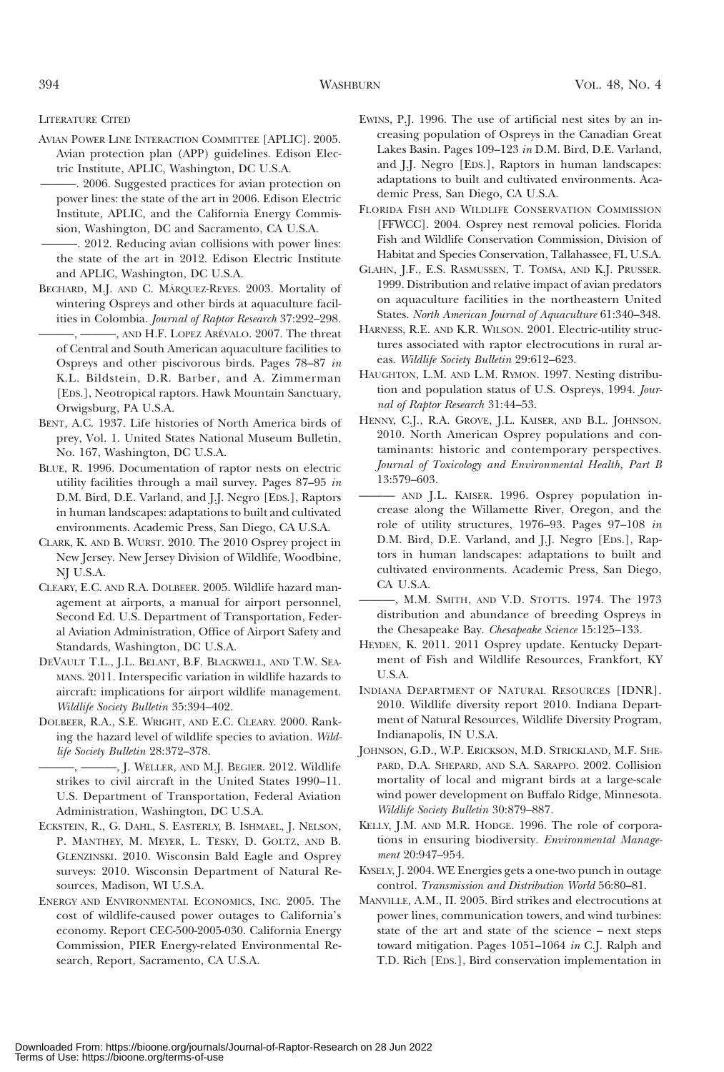LITERATURE CITED

AVIAN POWER LINE INTERACTION COMMITTEE [APLIC]. 2005. Avian protection plan (APP) guidelines. Edison Electric Institute, APLIC, Washington, DC U.S.A.

———. 2006. Suggested practices for avian protection on power lines: the state of the art in 2006. Edison Electric Institute, APLIC, and the California Energy Commission, Washington, DC and Sacramento, CA U.S.A.

———. 2012. Reducing avian collisions with power lines: the state of the art in 2012. Edison Electric Institute and APLIC, Washington, DC U.S.A.

BECHARD, M.J. AND C. MÁRQUEZ-REYES. 2003. Mortality of wintering Ospreys and other birds at aquaculture facilities in Colombia. *Journal of Raptor Research* 37:292–298.

———, ———, AND H.F. LOPEZ ARÉVALO. 2007. The threat of Central and South American aquaculture facilities to Ospreys and other piscivorous birds. Pages 78–87 *in* K.L. Bildstein, D.R. Barber, and A. Zimmerman [EDS.], Neotropical raptors. Hawk Mountain Sanctuary, Orwigsburg, PA U.S.A.

BENT, A.C. 1937. Life histories of North America birds of prey, Vol. 1. United States National Museum Bulletin, No. 167, Washington, DC U.S.A.

BLUE, R. 1996. Documentation of raptor nests on electric utility facilities through a mail survey. Pages 87–95 *in* D.M. Bird, D.E. Varland, and J.J. Negro [EDS.], Raptors in human landscapes: adaptations to built and cultivated environments. Academic Press, San Diego, CA U.S.A.

CLARK, K. AND B. WURST. 2010. The 2010 Osprey project in New Jersey. New Jersey Division of Wildlife, Woodbine, NJ U.S.A.

CLEARY, E.C. AND R.A. DOLBEER. 2005. Wildlife hazard management at airports, a manual for airport personnel, Second Ed. U.S. Department of Transportation, Federal Aviation Administration, Office of Airport Safety and Standards, Washington, DC U.S.A.

DEVAULT T.L., J.L. BELANT, B.F. BLACKWELL, AND T.W. SEAMANS. 2011. Interspecific variation in wildlife hazards to aircraft: implications for airport wildlife management. *Wildlife Society Bulletin* 35:394–402.

DOLBEER, R.A., S.E. WRIGHT, AND E.C. CLEARY. 2000. Ranking the hazard level of wildlife species to aviation. *Wildlife Society Bulletin* 28:372–378.

———, ———, J. WELLER, AND M.J. BEGIER. 2012. Wildlife strikes to civil aircraft in the United States 1990–11. U.S. Department of Transportation, Federal Aviation Administration, Washington, DC U.S.A.

ECKSTEIN, R., G. DAHL, S. EASTERLY, B. ISHMAEL, J. NELSON, P. MANTHEY, M. MEYER, L. TESKY, D. GOLTZ, AND B. GLENZINSKI. 2010. Wisconsin Bald Eagle and Osprey surveys: 2010. Wisconsin Department of Natural Resources, Madison, WI U.S.A.

ENERGY AND ENVIRONMENTAL ECONOMICS, INC. 2005. The cost of wildlife-caused power outages to California's economy. Report CEC-500-2005-030. California Energy Commission, PIER Energy-related Environmental Research, Report, Sacramento, CA U.S.A.

EWINS, P.J. 1996. The use of artificial nest sites by an increasing population of Ospreys in the Canadian Great Lakes Basin. Pages 109–123 *in* D.M. Bird, D.E. Varland, and J.J. Negro [EDS.], Raptors in human landscapes: adaptations to built and cultivated environments. Academic Press, San Diego, CA U.S.A.

FLORIDA FISH AND WILDLIFE CONSERVATION COMMISSION [FFWCC]. 2004. Osprey nest removal policies. Florida Fish and Wildlife Conservation Commission, Division of Habitat and Species Conservation, Tallahassee, FL U.S.A.

GLAHN, J.F., E.S. RASMUSSEN, T. TOMSA, AND K.J. PRUSSER. 1999. Distribution and relative impact of avian predators on aquaculture facilities in the northeastern United States. *North American Journal of Aquaculture* 61:340–348.

HARNESS, R.E. AND K.R. WILSON. 2001. Electric-utility structures associated with raptor electrocutions in rural areas. *Wildlife Society Bulletin* 29:612–623.

HAUGHTON, L.M. AND L.M. RYMON. 1997. Nesting distribution and population status of U.S. Ospreys, 1994. *Journal of Raptor Research* 31:44–53.

HENNY, C.J., R.A. GROVE, J.L. KAISER, AND B.L. JOHNSON. 2010. North American Osprey populations and contaminants: historic and contemporary perspectives. *Journal of Toxicology and Environmental Health, Part B* 13:579–603.

——— AND J.L. KAISER. 1996. Osprey population increase along the Willamette River, Oregon, and the role of utility structures, 1976–93. Pages 97–108 *in* D.M. Bird, D.E. Varland, and J.J. Negro [EDS.], Raptors in human landscapes: adaptations to built and cultivated environments. Academic Press, San Diego, CA U.S.A.

———, M.M. SMITH, AND V.D. STOTTS. 1974. The 1973 distribution and abundance of breeding Ospreys in the Chesapeake Bay. *Chesapeake Science* 15:125–133.

HEYDEN, K. 2011. 2011 Osprey update. Kentucky Department of Fish and Wildlife Resources, Frankfort, KY U.S.A.

INDIANA DEPARTMENT OF NATURAL RESOURCES [IDNR]. 2010. Wildlife diversity report 2010. Indiana Department of Natural Resources, Wildlife Diversity Program, Indianapolis, IN U.S.A.

JOHNSON, G.D., W.P. ERICKSON, M.D. STRICKLAND, M.F. SHEPARD, D.A. SHEPARD, AND S.A. SARAPPO. 2002. Collision mortality of local and migrant birds at a large-scale wind power development on Buffalo Ridge, Minnesota. *Wildlife Society Bulletin* 30:879–887.

KELLY, J.M. AND M.R. HODGE. 1996. The role of corporations in ensuring biodiversity. *Environmental Management* 20:947–954.

KYSELY, J. 2004. WE Energies gets a one-two punch in outage control. *Transmission and Distribution World* 56:80–81.

MANVILLE, A.M., II. 2005. Bird strikes and electrocutions at power lines, communication towers, and wind turbines: state of the art and state of the science – next steps toward mitigation. Pages 1051–1064 *in* C.J. Ralph and T.D. Rich [EDS.], Bird conservation implementation in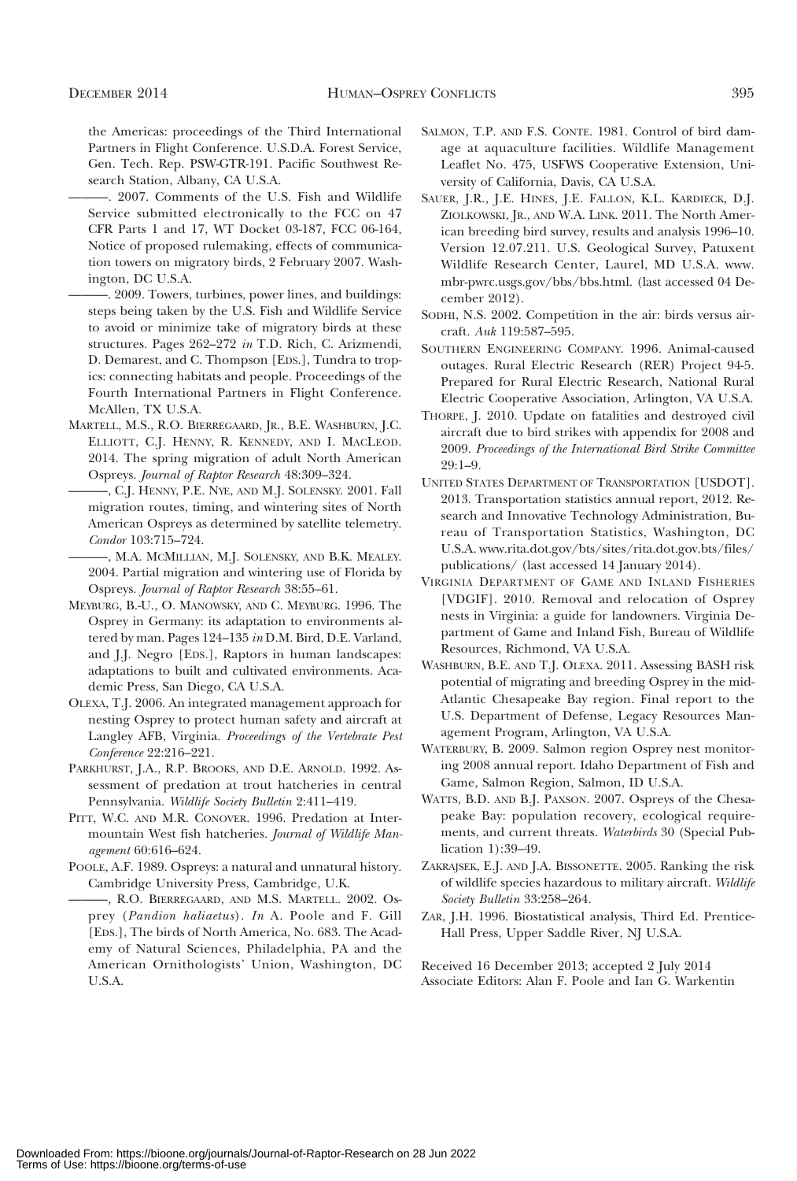the Americas: proceedings of the Third International Partners in Flight Conference. U.S.D.A. Forest Service, Gen. Tech. Rep. PSW-GTR-191. Pacific Southwest Research Station, Albany, CA U.S.A.

———. 2007. Comments of the U.S. Fish and Wildlife Service submitted electronically to the FCC on 47 CFR Parts 1 and 17, WT Docket 03-187, FCC 06-164, Notice of proposed rulemaking, effects of communication towers on migratory birds, 2 February 2007. Washington, DC U.S.A.

———. 2009. Towers, turbines, power lines, and buildings: steps being taken by the U.S. Fish and Wildlife Service to avoid or minimize take of migratory birds at these structures. Pages 262–272 *in* T.D. Rich, C. Arizmendi, D. Demarest, and C. Thompson [Eds.], Tundra to tropics: connecting habitats and people. Proceedings of the Fourth International Partners in Flight Conference. McAllen, TX U.S.A.

Martell, M.S., R.O. Bierregaard, Jr., B.E. Washburn, J.C. Elliott, C.J. Henny, R. Kennedy, and I. MacLeod. 2014. The spring migration of adult North American Ospreys. *Journal of Raptor Research* 48:309–324.

———, C.J. Henny, P.E. Nye, and M.J. Solensky. 2001. Fall migration routes, timing, and wintering sites of North American Ospreys as determined by satellite telemetry. *Condor* 103:715–724.

———, M.A. McMillian, M.J. Solensky, and B.K. Mealey. 2004. Partial migration and wintering use of Florida by Ospreys. *Journal of Raptor Research* 38:55–61.

Meyburg, B.-U., O. Manowsky, and C. Meyburg. 1996. The Osprey in Germany: its adaptation to environments altered by man. Pages 124–135 *in* D.M. Bird, D.E. Varland, and J.J. Negro [Eds.], Raptors in human landscapes: adaptations to built and cultivated environments. Academic Press, San Diego, CA U.S.A.

Olexa, T.J. 2006. An integrated management approach for nesting Osprey to protect human safety and aircraft at Langley AFB, Virginia. *Proceedings of the Vertebrate Pest Conference* 22:216–221.

Parkhurst, J.A., R.P. Brooks, and D.E. Arnold. 1992. Assessment of predation at trout hatcheries in central Pennsylvania. *Wildlife Society Bulletin* 2:411–419.

Pitt, W.C. and M.R. Conover. 1996. Predation at Intermountain West fish hatcheries. *Journal of Wildlife Management* 60:616–624.

Poole, A.F. 1989. Ospreys: a natural and unnatural history. Cambridge University Press, Cambridge, U.K.

———, R.O. Bierregaard, and M.S. Martell. 2002. Osprey (*Pandion haliaetus*). *In* A. Poole and F. Gill [Eds.], The birds of North America, No. 683. The Academy of Natural Sciences, Philadelphia, PA and the American Ornithologists' Union, Washington, DC U.S.A.

Salmon, T.P. and F.S. Conte. 1981. Control of bird damage at aquaculture facilities. Wildlife Management Leaflet No. 475, USFWS Cooperative Extension, University of California, Davis, CA U.S.A.

Sauer, J.R., J.E. Hines, J.E. Fallon, K.L. Kardieck, D.J. Ziolkowski, Jr., and W.A. Link. 2011. The North American breeding bird survey, results and analysis 1996–10. Version 12.07.211. U.S. Geological Survey, Patuxent Wildlife Research Center, Laurel, MD U.S.A. www.mbr-pwrc.usgs.gov/bbs/bbs.html. (last accessed 04 December 2012).

Sodhi, N.S. 2002. Competition in the air: birds versus aircraft. *Auk* 119:587–595.

Southern Engineering Company. 1996. Animal-caused outages. Rural Electric Research (RER) Project 94-5. Prepared for Rural Electric Research, National Rural Electric Cooperative Association, Arlington, VA U.S.A.

Thorpe, J. 2010. Update on fatalities and destroyed civil aircraft due to bird strikes with appendix for 2008 and 2009. *Proceedings of the International Bird Strike Committee* 29:1–9.

United States Department of Transportation [USDOT]. 2013. Transportation statistics annual report, 2012. Research and Innovative Technology Administration, Bureau of Transportation Statistics, Washington, DC U.S.A. www.rita.dot.gov/bts/sites/rita.dot.gov.bts/files/publications/ (last accessed 14 January 2014).

Virginia Department of Game and Inland Fisheries [VDGIF]. 2010. Removal and relocation of Osprey nests in Virginia: a guide for landowners. Virginia Department of Game and Inland Fish, Bureau of Wildlife Resources, Richmond, VA U.S.A.

Washburn, B.E. and T.J. Olexa. 2011. Assessing BASH risk potential of migrating and breeding Osprey in the mid-Atlantic Chesapeake Bay region. Final report to the U.S. Department of Defense, Legacy Resources Management Program, Arlington, VA U.S.A.

Waterbury, B. 2009. Salmon region Osprey nest monitoring 2008 annual report. Idaho Department of Fish and Game, Salmon Region, Salmon, ID U.S.A.

Watts, B.D. and B.J. Paxson. 2007. Ospreys of the Chesapeake Bay: population recovery, ecological requirements, and current threats. *Waterbirds* 30 (Special Publication 1):39–49.

Zakrajsek, E.J. and J.A. Bissonette. 2005. Ranking the risk of wildlife species hazardous to military aircraft. *Wildlife Society Bulletin* 33:258–264.

Zar, J.H. 1996. Biostatistical analysis, Third Ed. Prentice-Hall Press, Upper Saddle River, NJ U.S.A.

Received 16 December 2013; accepted 2 July 2014
Associate Editors: Alan F. Poole and Ian G. Warkentin